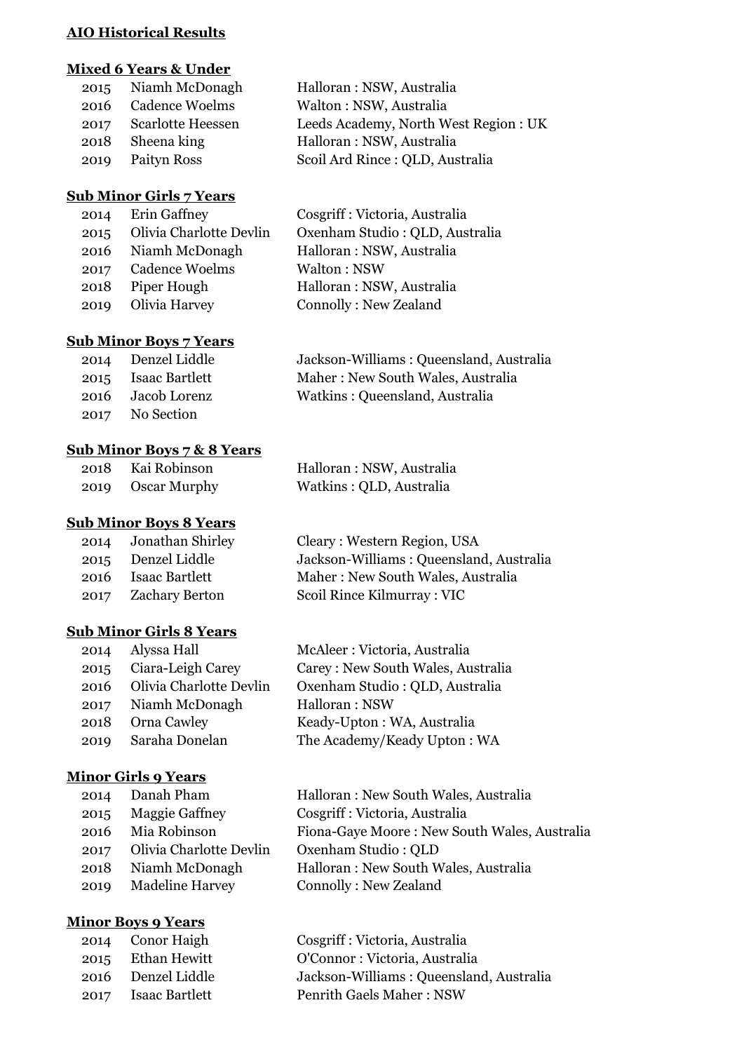**AIO Historical Results**

**Mixed 6 Years & Under**

| | | |
|---|---|---|
| 2015 | Niamh McDonagh | Halloran : NSW, Australia |
| 2016 | Cadence Woelms | Walton : NSW, Australia |
| 2017 | Scarlotte Heessen | Leeds Academy, North West Region : UK |
| 2018 | Sheena king | Halloran : NSW, Australia |
| 2019 | Paityn Ross | Scoil Ard Rince : QLD, Australia |

**Sub Minor Girls 7 Years**

| | | |
|---|---|---|
| 2014 | Erin Gaffney | Cosgriff : Victoria, Australia |
| 2015 | Olivia Charlotte Devlin | Oxenham Studio : QLD, Australia |
| 2016 | Niamh McDonagh | Halloran : NSW, Australia |
| 2017 | Cadence Woelms | Walton : NSW |
| 2018 | Piper Hough | Halloran : NSW, Australia |
| 2019 | Olivia Harvey | Connolly : New Zealand |

**Sub Minor Boys 7 Years**

| | | |
|---|---|---|
| 2014 | Denzel Liddle | Jackson-Williams : Queensland, Australia |
| 2015 | Isaac Bartlett | Maher : New South Wales, Australia |
| 2016 | Jacob Lorenz | Watkins : Queensland, Australia |
| 2017 | No Section | |

**Sub Minor Boys 7 & 8 Years**

| | | |
|---|---|---|
| 2018 | Kai Robinson | Halloran : NSW, Australia |
| 2019 | Oscar Murphy | Watkins : QLD, Australia |

**Sub Minor Boys 8 Years**

| | | |
|---|---|---|
| 2014 | Jonathan Shirley | Cleary : Western Region, USA |
| 2015 | Denzel Liddle | Jackson-Williams : Queensland, Australia |
| 2016 | Isaac Bartlett | Maher : New South Wales, Australia |
| 2017 | Zachary Berton | Scoil Rince Kilmurray : VIC |

**Sub Minor Girls 8 Years**

| | | |
|---|---|---|
| 2014 | Alyssa Hall | McAleer : Victoria, Australia |
| 2015 | Ciara-Leigh Carey | Carey : New South Wales, Australia |
| 2016 | Olivia Charlotte Devlin | Oxenham Studio : QLD, Australia |
| 2017 | Niamh McDonagh | Halloran : NSW |
| 2018 | Orna Cawley | Keady-Upton : WA, Australia |
| 2019 | Saraha Donelan | The Academy/Keady Upton : WA |

**Minor Girls 9 Years**

| | | |
|---|---|---|
| 2014 | Danah Pham | Halloran : New South Wales, Australia |
| 2015 | Maggie Gaffney | Cosgriff : Victoria, Australia |
| 2016 | Mia Robinson | Fiona-Gaye Moore : New South Wales, Australia |
| 2017 | Olivia Charlotte Devlin | Oxenham Studio : QLD |
| 2018 | Niamh McDonagh | Halloran : New South Wales, Australia |
| 2019 | Madeline Harvey | Connolly : New Zealand |

**Minor Boys 9 Years**

| | | |
|---|---|---|
| 2014 | Conor Haigh | Cosgriff : Victoria, Australia |
| 2015 | Ethan Hewitt | O'Connor : Victoria, Australia |
| 2016 | Denzel Liddle | Jackson-Williams : Queensland, Australia |
| 2017 | Isaac Bartlett | Penrith Gaels Maher : NSW |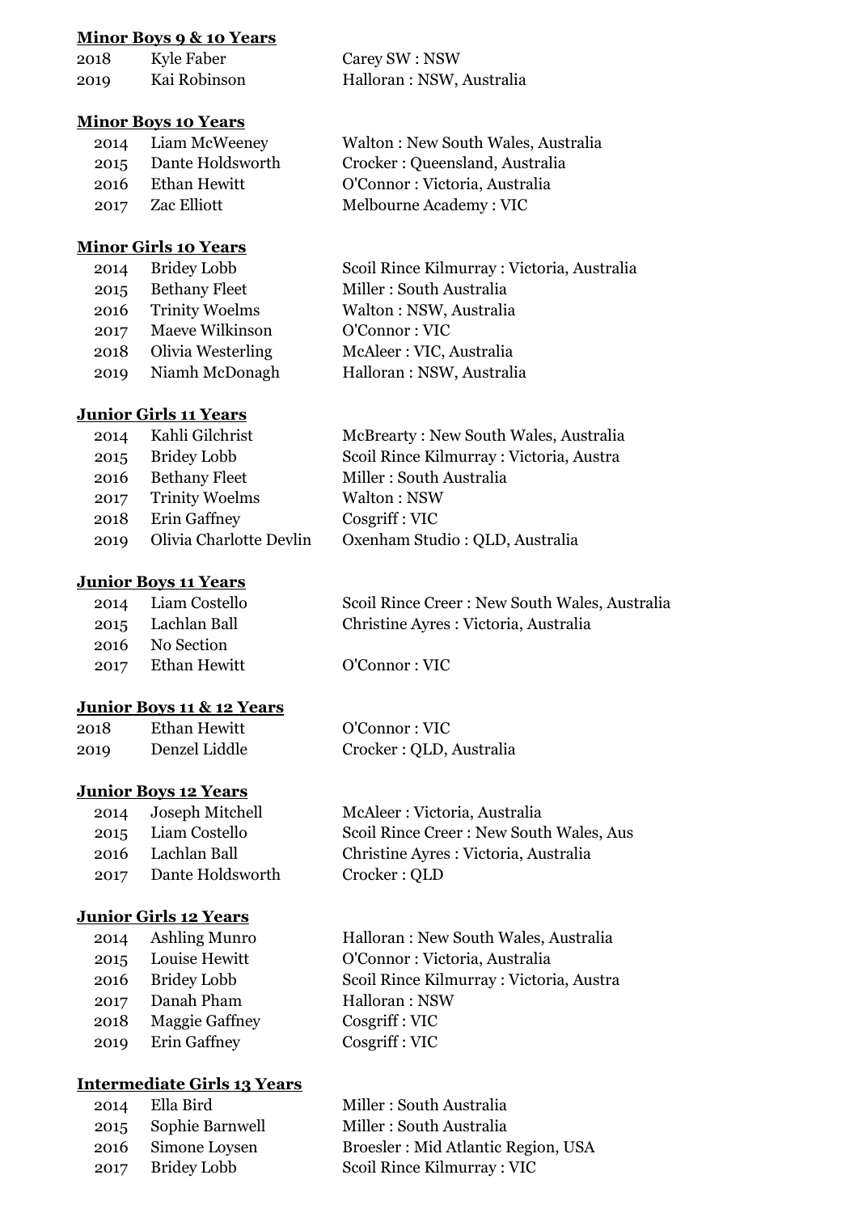**Minor Boys 9 & 10 Years**

| | | |
|---|---|---|
| 2018 | Kyle Faber | Carey SW : NSW |
| 2019 | Kai Robinson | Halloran : NSW, Australia |

**Minor Boys 10 Years**

| | | |
|---|---|---|
| 2014 | Liam McWeeney | Walton : New South Wales, Australia |
| 2015 | Dante Holdsworth | Crocker : Queensland, Australia |
| 2016 | Ethan Hewitt | O'Connor : Victoria, Australia |
| 2017 | Zac Elliott | Melbourne Academy : VIC |

**Minor Girls 10 Years**

| | | |
|---|---|---|
| 2014 | Bridey Lobb | Scoil Rince Kilmurray : Victoria, Australia |
| 2015 | Bethany Fleet | Miller : South Australia |
| 2016 | Trinity Woelms | Walton : NSW, Australia |
| 2017 | Maeve Wilkinson | O'Connor : VIC |
| 2018 | Olivia Westerling | McAleer : VIC, Australia |
| 2019 | Niamh McDonagh | Halloran : NSW, Australia |

**Junior Girls 11 Years**

| | | |
|---|---|---|
| 2014 | Kahli Gilchrist | McBrearty : New South Wales, Australia |
| 2015 | Bridey Lobb | Scoil Rince Kilmurray : Victoria, Austra |
| 2016 | Bethany Fleet | Miller : South Australia |
| 2017 | Trinity Woelms | Walton : NSW |
| 2018 | Erin Gaffney | Cosgriff : VIC |
| 2019 | Olivia Charlotte Devlin | Oxenham Studio : QLD, Australia |

**Junior Boys 11 Years**

| | | |
|---|---|---|
| 2014 | Liam Costello | Scoil Rince Creer : New South Wales, Australia |
| 2015 | Lachlan Ball | Christine Ayres : Victoria, Australia |
| 2016 | No Section | |
| 2017 | Ethan Hewitt | O'Connor : VIC |

**Junior Boys 11 & 12 Years**

| | | |
|---|---|---|
| 2018 | Ethan Hewitt | O'Connor : VIC |
| 2019 | Denzel Liddle | Crocker : QLD, Australia |

**Junior Boys 12 Years**

| | | |
|---|---|---|
| 2014 | Joseph Mitchell | McAleer : Victoria, Australia |
| 2015 | Liam Costello | Scoil Rince Creer : New South Wales, Aus |
| 2016 | Lachlan Ball | Christine Ayres : Victoria, Australia |
| 2017 | Dante Holdsworth | Crocker : QLD |

**Junior Girls 12 Years**

| | | |
|---|---|---|
| 2014 | Ashling Munro | Halloran : New South Wales, Australia |
| 2015 | Louise Hewitt | O'Connor : Victoria, Australia |
| 2016 | Bridey Lobb | Scoil Rince Kilmurray : Victoria, Austra |
| 2017 | Danah Pham | Halloran : NSW |
| 2018 | Maggie Gaffney | Cosgriff : VIC |
| 2019 | Erin Gaffney | Cosgriff : VIC |

**Intermediate Girls 13 Years**

| | | |
|---|---|---|
| 2014 | Ella Bird | Miller : South Australia |
| 2015 | Sophie Barnwell | Miller : South Australia |
| 2016 | Simone Loysen | Broesler : Mid Atlantic Region, USA |
| 2017 | Bridey Lobb | Scoil Rince Kilmurray : VIC |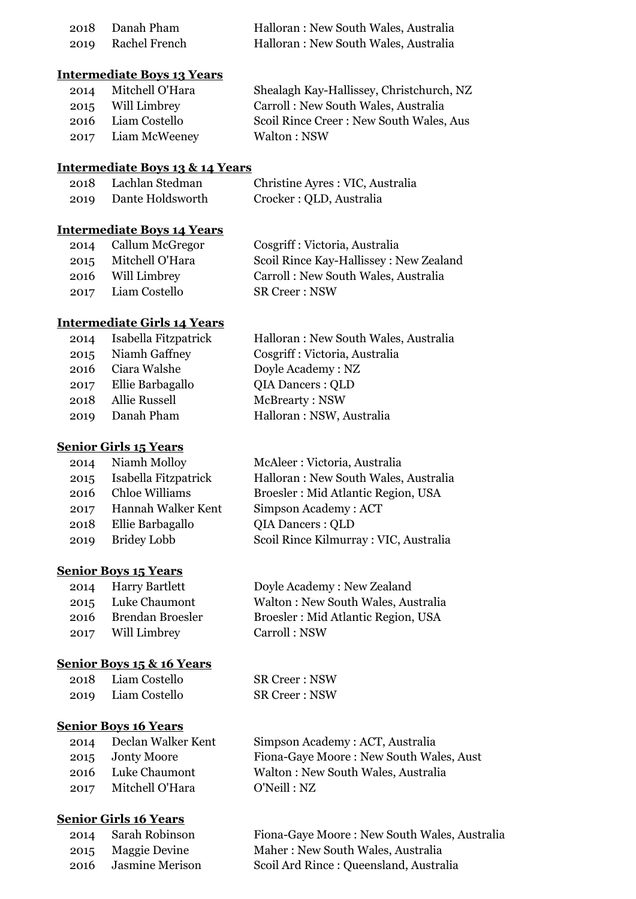| | | |
|---|---|---|
| 2018 | Danah Pham | Halloran : New South Wales, Australia |
| 2019 | Rachel French | Halloran : New South Wales, Australia |

**Intermediate Boys 13 Years**

| | | |
|---|---|---|
| 2014 | Mitchell O'Hara | Shealagh Kay-Hallissey, Christchurch, NZ |
| 2015 | Will Limbrey | Carroll : New South Wales, Australia |
| 2016 | Liam Costello | Scoil Rince Creer : New South Wales, Aus |
| 2017 | Liam McWeeney | Walton : NSW |

**Intermediate Boys 13 & 14 Years**

| | | |
|---|---|---|
| 2018 | Lachlan Stedman | Christine Ayres : VIC, Australia |
| 2019 | Dante Holdsworth | Crocker : QLD, Australia |

**Intermediate Boys 14 Years**

| | | |
|---|---|---|
| 2014 | Callum McGregor | Cosgriff : Victoria, Australia |
| 2015 | Mitchell O'Hara | Scoil Rince Kay-Hallissey : New Zealand |
| 2016 | Will Limbrey | Carroll : New South Wales, Australia |
| 2017 | Liam Costello | SR Creer : NSW |

**Intermediate Girls 14 Years**

| | | |
|---|---|---|
| 2014 | Isabella Fitzpatrick | Halloran : New South Wales, Australia |
| 2015 | Niamh Gaffney | Cosgriff : Victoria, Australia |
| 2016 | Ciara Walshe | Doyle Academy : NZ |
| 2017 | Ellie Barbagallo | QIA Dancers : QLD |
| 2018 | Allie Russell | McBrearty : NSW |
| 2019 | Danah Pham | Halloran : NSW, Australia |

**Senior Girls 15 Years**

| | | |
|---|---|---|
| 2014 | Niamh Molloy | McAleer : Victoria, Australia |
| 2015 | Isabella Fitzpatrick | Halloran : New South Wales, Australia |
| 2016 | Chloe Williams | Broesler : Mid Atlantic Region, USA |
| 2017 | Hannah Walker Kent | Simpson Academy : ACT |
| 2018 | Ellie Barbagallo | QIA Dancers : QLD |
| 2019 | Bridey Lobb | Scoil Rince Kilmurray : VIC, Australia |

**Senior Boys 15 Years**

| | | |
|---|---|---|
| 2014 | Harry Bartlett | Doyle Academy : New Zealand |
| 2015 | Luke Chaumont | Walton : New South Wales, Australia |
| 2016 | Brendan Broesler | Broesler : Mid Atlantic Region, USA |
| 2017 | Will Limbrey | Carroll : NSW |

**Senior Boys 15 & 16 Years**

| | | |
|---|---|---|
| 2018 | Liam Costello | SR Creer : NSW |
| 2019 | Liam Costello | SR Creer : NSW |

**Senior Boys 16 Years**

| | | |
|---|---|---|
| 2014 | Declan Walker Kent | Simpson Academy : ACT, Australia |
| 2015 | Jonty Moore | Fiona-Gaye Moore : New South Wales, Aust |
| 2016 | Luke Chaumont | Walton : New South Wales, Australia |
| 2017 | Mitchell O'Hara | O'Neill : NZ |

**Senior Girls 16 Years**

| | | |
|---|---|---|
| 2014 | Sarah Robinson | Fiona-Gaye Moore : New South Wales, Australia |
| 2015 | Maggie Devine | Maher : New South Wales, Australia |
| 2016 | Jasmine Merison | Scoil Ard Rince : Queensland, Australia |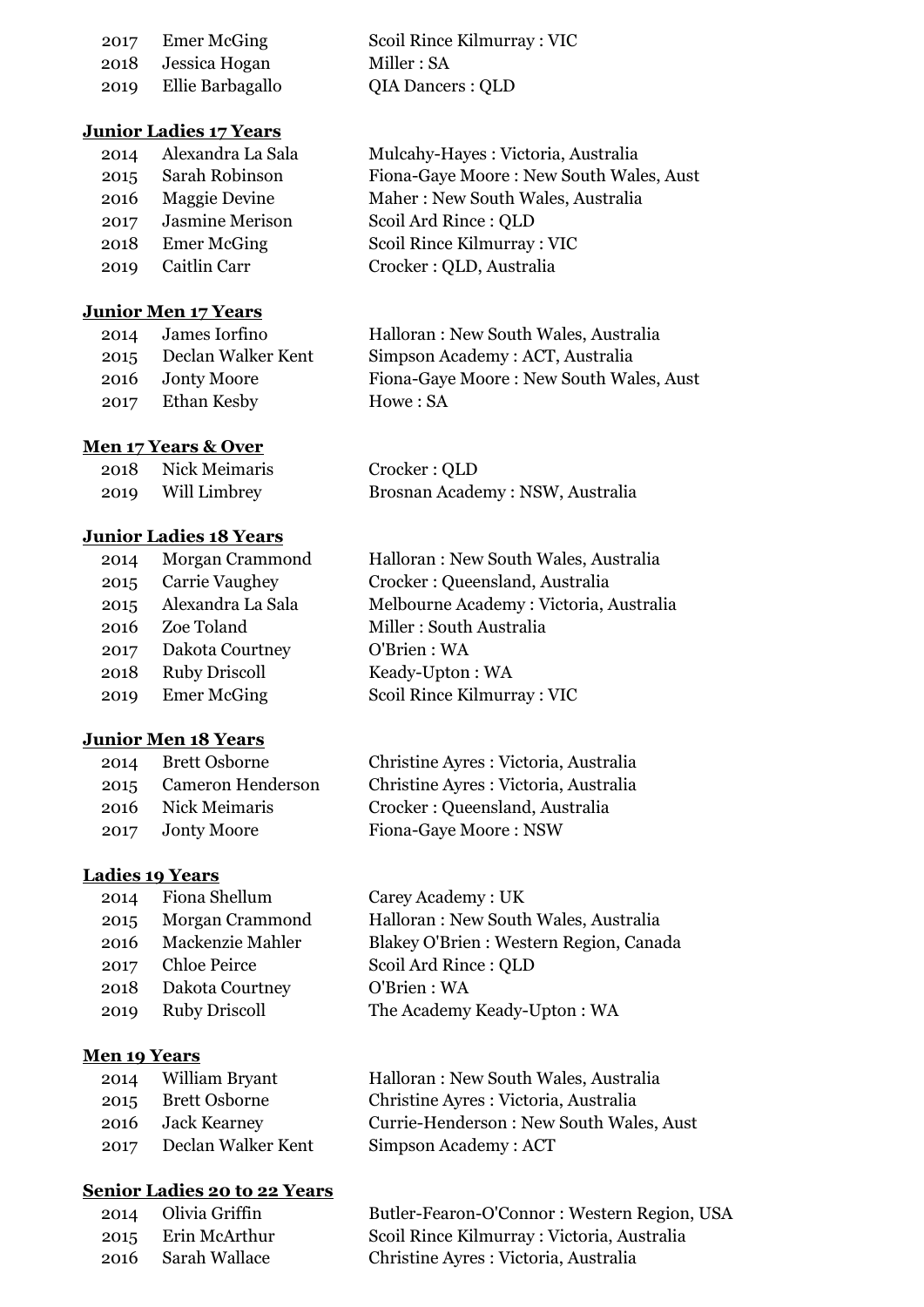| | | |
|---|---|---|
| 2017 | Emer McGing | Scoil Rince Kilmurray : VIC |
| 2018 | Jessica Hogan | Miller : SA |
| 2019 | Ellie Barbagallo | QIA Dancers : QLD |

**Junior Ladies 17 Years**

| | | |
|---|---|---|
| 2014 | Alexandra La Sala | Mulcahy-Hayes : Victoria, Australia |
| 2015 | Sarah Robinson | Fiona-Gaye Moore : New South Wales, Aust |
| 2016 | Maggie Devine | Maher : New South Wales, Australia |
| 2017 | Jasmine Merison | Scoil Ard Rince : QLD |
| 2018 | Emer McGing | Scoil Rince Kilmurray : VIC |
| 2019 | Caitlin Carr | Crocker : QLD, Australia |

**Junior Men 17 Years**

| | | |
|---|---|---|
| 2014 | James Iorfino | Halloran : New South Wales, Australia |
| 2015 | Declan Walker Kent | Simpson Academy : ACT, Australia |
| 2016 | Jonty Moore | Fiona-Gaye Moore : New South Wales, Aust |
| 2017 | Ethan Kesby | Howe : SA |

**Men 17 Years & Over**

| | | |
|---|---|---|
| 2018 | Nick Meimaris | Crocker : QLD |
| 2019 | Will Limbrey | Brosnan Academy : NSW, Australia |

**Junior Ladies 18 Years**

| | | |
|---|---|---|
| 2014 | Morgan Crammond | Halloran : New South Wales, Australia |
| 2015 | Carrie Vaughey | Crocker : Queensland, Australia |
| 2015 | Alexandra La Sala | Melbourne Academy : Victoria, Australia |
| 2016 | Zoe Toland | Miller : South Australia |
| 2017 | Dakota Courtney | O'Brien : WA |
| 2018 | Ruby Driscoll | Keady-Upton : WA |
| 2019 | Emer McGing | Scoil Rince Kilmurray : VIC |

**Junior Men 18 Years**

| | | |
|---|---|---|
| 2014 | Brett Osborne | Christine Ayres : Victoria, Australia |
| 2015 | Cameron Henderson | Christine Ayres : Victoria, Australia |
| 2016 | Nick Meimaris | Crocker : Queensland, Australia |
| 2017 | Jonty Moore | Fiona-Gaye Moore : NSW |

**Ladies 19 Years**

| | | |
|---|---|---|
| 2014 | Fiona Shellum | Carey Academy : UK |
| 2015 | Morgan Crammond | Halloran : New South Wales, Australia |
| 2016 | Mackenzie Mahler | Blakey O'Brien : Western Region, Canada |
| 2017 | Chloe Peirce | Scoil Ard Rince : QLD |
| 2018 | Dakota Courtney | O'Brien : WA |
| 2019 | Ruby Driscoll | The Academy Keady-Upton : WA |

**Men 19 Years**

| | | |
|---|---|---|
| 2014 | William Bryant | Halloran : New South Wales, Australia |
| 2015 | Brett Osborne | Christine Ayres : Victoria, Australia |
| 2016 | Jack Kearney | Currie-Henderson : New South Wales, Aust |
| 2017 | Declan Walker Kent | Simpson Academy : ACT |

**Senior Ladies 20 to 22 Years**

| | | |
|---|---|---|
| 2014 | Olivia Griffin | Butler-Fearon-O'Connor : Western Region, USA |
| 2015 | Erin McArthur | Scoil Rince Kilmurray : Victoria, Australia |
| 2016 | Sarah Wallace | Christine Ayres : Victoria, Australia |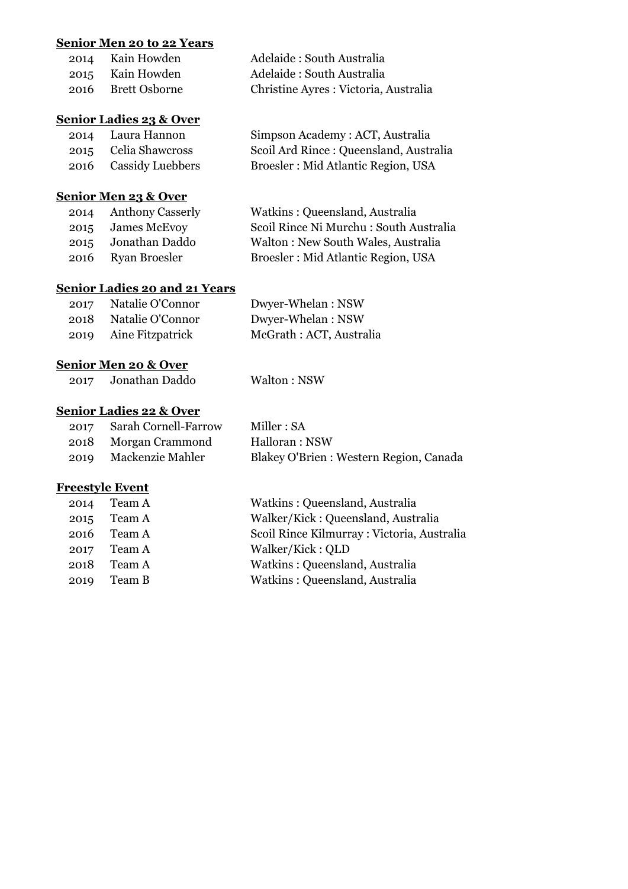**Senior Men 20 to 22 Years**

| | | |
|---|---|---|
| 2014 | Kain Howden | Adelaide : South Australia |
| 2015 | Kain Howden | Adelaide : South Australia |
| 2016 | Brett Osborne | Christine Ayres : Victoria, Australia |

**Senior Ladies 23 & Over**

| | | |
|---|---|---|
| 2014 | Laura Hannon | Simpson Academy : ACT, Australia |
| 2015 | Celia Shawcross | Scoil Ard Rince : Queensland, Australia |
| 2016 | Cassidy Luebbers | Broesler : Mid Atlantic Region, USA |

**Senior Men 23 & Over**

| | | |
|---|---|---|
| 2014 | Anthony Casserly | Watkins : Queensland, Australia |
| 2015 | James McEvoy | Scoil Rince Ni Murchu : South Australia |
| 2015 | Jonathan Daddo | Walton : New South Wales, Australia |
| 2016 | Ryan Broesler | Broesler : Mid Atlantic Region, USA |

**Senior Ladies 20 and 21 Years**

| | | |
|---|---|---|
| 2017 | Natalie O'Connor | Dwyer-Whelan : NSW |
| 2018 | Natalie O'Connor | Dwyer-Whelan : NSW |
| 2019 | Aine Fitzpatrick | McGrath : ACT, Australia |

**Senior Men 20 & Over**

| | | |
|---|---|---|
| 2017 | Jonathan Daddo | Walton : NSW |

**Senior Ladies 22 & Over**

| | | |
|---|---|---|
| 2017 | Sarah Cornell-Farrow | Miller : SA |
| 2018 | Morgan Crammond | Halloran : NSW |
| 2019 | Mackenzie Mahler | Blakey O'Brien : Western Region, Canada |

**Freestyle Event**

| | | |
|---|---|---|
| 2014 | Team A | Watkins : Queensland, Australia |
| 2015 | Team A | Walker/Kick : Queensland, Australia |
| 2016 | Team A | Scoil Rince Kilmurray : Victoria, Australia |
| 2017 | Team A | Walker/Kick : QLD |
| 2018 | Team A | Watkins : Queensland, Australia |
| 2019 | Team B | Watkins : Queensland, Australia |